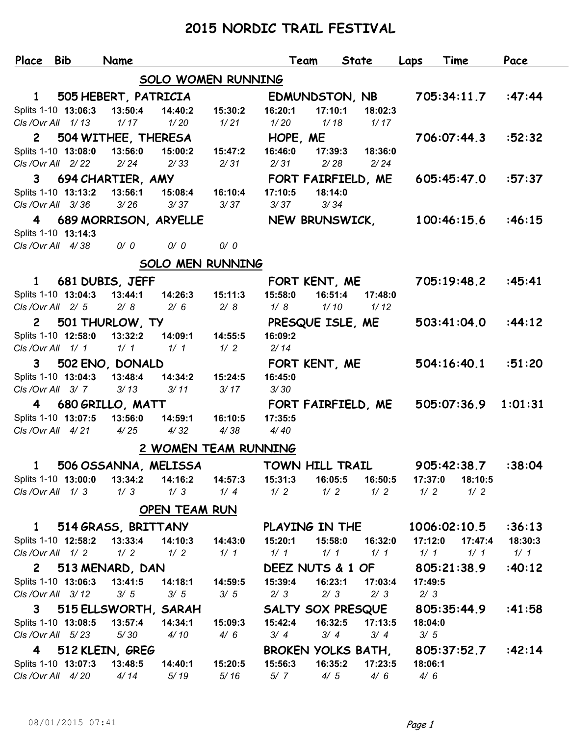# 2015 NORDIC TRAIL FESTIVAL

| Place | Bib | Name | Team | State | Laps | Time | Pace |
|---|---|---|---|---|---|---|---|

## SOLO WOMEN RUNNING

**1 505 HEBERT, PATRICIA — EDMUNDSTON, NB — 7 — 05:34:11.7 — :47:44**

| Splits 1-10 | 13:06:3 | 13:50:4 | 14:40:2 | 15:30:2 | 16:20:1 | 17:10:1 | 18:02:3 |
|---|---|---|---|---|---|---|---|
| Cls /Ovr All | 1/ 13 | 1/ 17 | 1/ 20 | 1/ 21 | 1/ 20 | 1/ 18 | 1/ 17 |

**2 504 WITHEE, THERESA — HOPE, ME — 7 — 06:07:44.3 — :52:32**

| Splits 1-10 | 13:08:0 | 13:56:0 | 15:00:2 | 15:47:2 | 16:46:0 | 17:39:3 | 18:36:0 |
|---|---|---|---|---|---|---|---|
| Cls /Ovr All | 2/ 22 | 2/ 24 | 2/ 33 | 2/ 31 | 2/ 31 | 2/ 28 | 2/ 24 |

**3 694 CHARTIER, AMY — FORT FAIRFIELD, ME — 6 — 05:45:47.0 — :57:37**

| Splits 1-10 | 13:13:2 | 13:56:1 | 15:08:4 | 16:10:4 | 17:10:5 | 18:14:0 |
|---|---|---|---|---|---|---|
| Cls /Ovr All | 3/ 36 | 3/ 26 | 3/ 37 | 3/ 37 | 3/ 37 | 3/ 34 |

**4 689 MORRISON, ARYELLE — NEW BRUNSWICK, — 1 — 00:46:15.6 — :46:15**

| Splits 1-10 | 13:14:3 | | | |
|---|---|---|---|---|
| Cls /Ovr All | 4/ 38 | 0/ 0 | 0/ 0 | 0/ 0 |

## SOLO MEN RUNNING

**1 681 DUBIS, JEFF — FORT KENT, ME — 7 — 05:19:48.2 — :45:41**

| Splits 1-10 | 13:04:3 | 13:44:1 | 14:26:3 | 15:11:3 | 15:58:0 | 16:51:4 | 17:48:0 |
|---|---|---|---|---|---|---|---|
| Cls /Ovr All | 2/ 5 | 2/ 8 | 2/ 6 | 2/ 8 | 1/ 8 | 1/ 10 | 1/ 12 |

**2 501 THURLOW, TY — PRESQUE ISLE, ME — 5 — 03:41:04.0 — :44:12**

| Splits 1-10 | 12:58:0 | 13:32:2 | 14:09:1 | 14:55:5 | 16:09:2 |
|---|---|---|---|---|---|
| Cls /Ovr All | 1/ 1 | 1/ 1 | 1/ 1 | 1/ 2 | 2/ 14 |

**3 502 ENO, DONALD — FORT KENT, ME — 5 — 04:16:40.1 — :51:20**

| Splits 1-10 | 13:04:3 | 13:48:4 | 14:34:2 | 15:24:5 | 16:45:0 |
|---|---|---|---|---|---|
| Cls /Ovr All | 3/ 7 | 3/ 13 | 3/ 11 | 3/ 17 | 3/ 30 |

**4 680 GRILLO, MATT — FORT FAIRFIELD, ME — 5 — 05:07:36.9 — 1:01:31**

| Splits 1-10 | 13:07:5 | 13:56:0 | 14:59:1 | 16:10:5 | 17:35:5 |
|---|---|---|---|---|---|
| Cls /Ovr All | 4/ 21 | 4/ 25 | 4/ 32 | 4/ 38 | 4/ 40 |

## 2 WOMEN TEAM RUNNING

**1 506 OSSANNA, MELISSA — TOWN HILL TRAIL — 9 — 05:42:38.7 — :38:04**

| Splits 1-10 | 13:00:0 | 13:34:2 | 14:16:2 | 14:57:3 | 15:31:3 | 16:05:5 | 16:50:5 | 17:37:0 | 18:10:5 |
|---|---|---|---|---|---|---|---|---|---|
| Cls /Ovr All | 1/ 3 | 1/ 3 | 1/ 3 | 1/ 4 | 1/ 2 | 1/ 2 | 1/ 2 | 1/ 2 | 1/ 2 |

## OPEN TEAM RUN

**1 514 GRASS, BRITTANY — PLAYING IN THE — 10 — 06:02:10.5 — :36:13**

| Splits 1-10 | 12:58:2 | 13:33:4 | 14:10:3 | 14:43:0 | 15:20:1 | 15:58:0 | 16:32:0 | 17:12:0 | 17:47:4 | 18:30:3 |
|---|---|---|---|---|---|---|---|---|---|---|
| Cls /Ovr All | 1/ 2 | 1/ 2 | 1/ 2 | 1/ 1 | 1/ 1 | 1/ 1 | 1/ 1 | 1/ 1 | 1/ 1 | 1/ 1 |

**2 513 MENARD, DAN — DEEZ NUTS & 1 OF — 8 — 05:21:38.9 — :40:12**

| Splits 1-10 | 13:06:3 | 13:41:5 | 14:18:1 | 14:59:5 | 15:39:4 | 16:23:1 | 17:03:4 | 17:49:5 |
|---|---|---|---|---|---|---|---|---|
| Cls /Ovr All | 3/ 12 | 3/ 5 | 3/ 5 | 3/ 5 | 2/ 3 | 2/ 3 | 2/ 3 | 2/ 3 |

**3 515 ELLSWORTH, SARAH — SALTY SOX PRESQUE — 8 — 05:35:44.9 — :41:58**

| Splits 1-10 | 13:08:5 | 13:57:4 | 14:34:1 | 15:09:3 | 15:42:4 | 16:32:5 | 17:13:5 | 18:04:0 |
|---|---|---|---|---|---|---|---|---|
| Cls /Ovr All | 5/ 23 | 5/ 30 | 4/ 10 | 4/ 6 | 3/ 4 | 3/ 4 | 3/ 4 | 3/ 5 |

**4 512 KLEIN, GREG — BROKEN YOLKS BATH, — 8 — 05:37:52.7 — :42:14**

| Splits 1-10 | 13:07:3 | 13:48:5 | 14:40:1 | 15:20:5 | 15:56:3 | 16:35:2 | 17:23:5 | 18:06:1 |
|---|---|---|---|---|---|---|---|---|
| Cls /Ovr All | 4/ 20 | 4/ 14 | 5/ 19 | 5/ 16 | 5/ 7 | 4/ 5 | 4/ 6 | 4/ 6 |

08/01/2015 07:41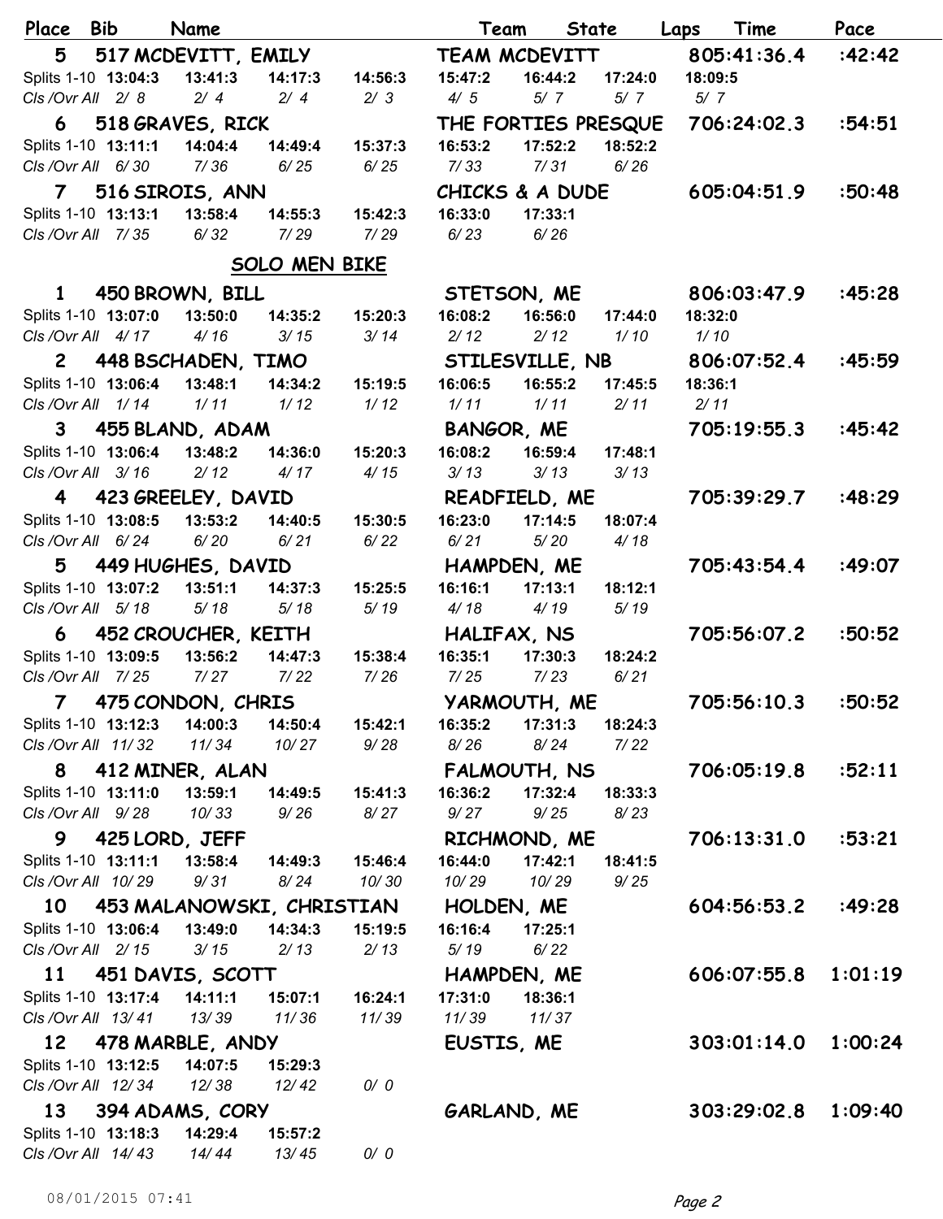| Place | Bib | Name | Team | State | Laps | Time | Pace |
|---|---|---|---|---|---|---|---|

**5 517 MCDEVITT, EMILY** — TEAM MCDEVITT — 8 — 05:41:36.4 — :42:42

| | 1 | 2 | 3 | 4 | 5 | 6 | 7 | 8 |
|---|---|---|---|---|---|---|---|---|
| Splits 1-10 | 13:04:3 | 13:41:3 | 14:17:3 | 14:56:3 | 15:47:2 | 16:44:2 | 17:24:0 | 18:09:5 |
| Cls /Ovr All | 2/ 8 | 2/ 4 | 2/ 4 | 2/ 3 | 4/ 5 | 5/ 7 | 5/ 7 | 5/ 7 |

**6 518 GRAVES, RICK** — THE FORTIES PRESQUE — 7 — 06:24:02.3 — :54:51

| | 1 | 2 | 3 | 4 | 5 | 6 | 7 |
|---|---|---|---|---|---|---|---|
| Splits 1-10 | 13:11:1 | 14:04:4 | 14:49:4 | 15:37:3 | 16:53:2 | 17:52:2 | 18:52:2 |
| Cls /Ovr All | 6/ 30 | 7/ 36 | 6/ 25 | 6/ 25 | 7/ 33 | 7/ 31 | 6/ 26 |

**7 516 SIROIS, ANN** — CHICKS & A DUDE — 6 — 05:04:51.9 — :50:48

| | 1 | 2 | 3 | 4 | 5 | 6 |
|---|---|---|---|---|---|---|
| Splits 1-10 | 13:13:1 | 13:58:4 | 14:55:3 | 15:42:3 | 16:33:0 | 17:33:1 |
| Cls /Ovr All | 7/ 35 | 6/ 32 | 7/ 29 | 7/ 29 | 6/ 23 | 6/ 26 |

## SOLO MEN BIKE

**1 450 BROWN, BILL** — STETSON, ME — 8 — 06:03:47.9 — :45:28

| | 1 | 2 | 3 | 4 | 5 | 6 | 7 | 8 |
|---|---|---|---|---|---|---|---|---|
| Splits 1-10 | 13:07:0 | 13:50:0 | 14:35:2 | 15:20:3 | 16:08:2 | 16:56:0 | 17:44:0 | 18:32:0 |
| Cls /Ovr All | 4/ 17 | 4/ 16 | 3/ 15 | 3/ 14 | 2/ 12 | 2/ 12 | 1/ 10 | 1/ 10 |

**2 448 BSCHADEN, TIMO** — STILESVILLE, NB — 8 — 06:07:52.4 — :45:59

| | 1 | 2 | 3 | 4 | 5 | 6 | 7 | 8 |
|---|---|---|---|---|---|---|---|---|
| Splits 1-10 | 13:06:4 | 13:48:1 | 14:34:2 | 15:19:5 | 16:06:5 | 16:55:2 | 17:45:5 | 18:36:1 |
| Cls /Ovr All | 1/ 14 | 1/ 11 | 1/ 12 | 1/ 12 | 1/ 11 | 1/ 11 | 2/ 11 | 2/ 11 |

**3 455 BLAND, ADAM** — BANGOR, ME — 7 — 05:19:55.3 — :45:42

| | 1 | 2 | 3 | 4 | 5 | 6 | 7 |
|---|---|---|---|---|---|---|---|
| Splits 1-10 | 13:06:4 | 13:48:2 | 14:36:0 | 15:20:3 | 16:08:2 | 16:59:4 | 17:48:1 |
| Cls /Ovr All | 3/ 16 | 2/ 12 | 4/ 17 | 4/ 15 | 3/ 13 | 3/ 13 | 3/ 13 |

**4 423 GREELEY, DAVID** — READFIELD, ME — 7 — 05:39:29.7 — :48:29

| | 1 | 2 | 3 | 4 | 5 | 6 | 7 |
|---|---|---|---|---|---|---|---|
| Splits 1-10 | 13:08:5 | 13:53:2 | 14:40:5 | 15:30:5 | 16:23:0 | 17:14:5 | 18:07:4 |
| Cls /Ovr All | 6/ 24 | 6/ 20 | 6/ 21 | 6/ 22 | 6/ 21 | 5/ 20 | 4/ 18 |

**5 449 HUGHES, DAVID** — HAMPDEN, ME — 7 — 05:43:54.4 — :49:07

| | 1 | 2 | 3 | 4 | 5 | 6 | 7 |
|---|---|---|---|---|---|---|---|
| Splits 1-10 | 13:07:2 | 13:51:1 | 14:37:3 | 15:25:5 | 16:16:1 | 17:13:1 | 18:12:1 |
| Cls /Ovr All | 5/ 18 | 5/ 18 | 5/ 18 | 5/ 19 | 4/ 18 | 4/ 19 | 5/ 19 |

**6 452 CROUCHER, KEITH** — HALIFAX, NS — 7 — 05:56:07.2 — :50:52

| | 1 | 2 | 3 | 4 | 5 | 6 | 7 |
|---|---|---|---|---|---|---|---|
| Splits 1-10 | 13:09:5 | 13:56:2 | 14:47:3 | 15:38:4 | 16:35:1 | 17:30:3 | 18:24:2 |
| Cls /Ovr All | 7/ 25 | 7/ 27 | 7/ 22 | 7/ 26 | 7/ 25 | 7/ 23 | 6/ 21 |

**7 475 CONDON, CHRIS** — YARMOUTH, ME — 7 — 05:56:10.3 — :50:52

| | 1 | 2 | 3 | 4 | 5 | 6 | 7 |
|---|---|---|---|---|---|---|---|
| Splits 1-10 | 13:12:3 | 14:00:3 | 14:50:4 | 15:42:1 | 16:35:2 | 17:31:3 | 18:24:3 |
| Cls /Ovr All | 11/ 32 | 11/ 34 | 10/ 27 | 9/ 28 | 8/ 26 | 8/ 24 | 7/ 22 |

**8 412 MINER, ALAN** — FALMOUTH, NS — 7 — 06:05:19.8 — :52:11

| | 1 | 2 | 3 | 4 | 5 | 6 | 7 |
|---|---|---|---|---|---|---|---|
| Splits 1-10 | 13:11:0 | 13:59:1 | 14:49:5 | 15:41:3 | 16:36:2 | 17:32:4 | 18:33:3 |
| Cls /Ovr All | 9/ 28 | 10/ 33 | 9/ 26 | 8/ 27 | 9/ 27 | 9/ 25 | 8/ 23 |

**9 425 LORD, JEFF** — RICHMOND, ME — 7 — 06:13:31.0 — :53:21

| | 1 | 2 | 3 | 4 | 5 | 6 | 7 |
|---|---|---|---|---|---|---|---|
| Splits 1-10 | 13:11:1 | 13:58:4 | 14:49:3 | 15:46:4 | 16:44:0 | 17:42:1 | 18:41:5 |
| Cls /Ovr All | 10/ 29 | 9/ 31 | 8/ 24 | 10/ 30 | 10/ 29 | 10/ 29 | 9/ 25 |

**10 453 MALANOWSKI, CHRISTIAN** — HOLDEN, ME — 6 — 04:56:53.2 — :49:28

| | 1 | 2 | 3 | 4 | 5 | 6 |
|---|---|---|---|---|---|---|
| Splits 1-10 | 13:06:4 | 13:49:0 | 14:34:3 | 15:19:5 | 16:16:4 | 17:25:1 |
| Cls /Ovr All | 2/ 15 | 3/ 15 | 2/ 13 | 2/ 13 | 5/ 19 | 6/ 22 |

**11 451 DAVIS, SCOTT** — HAMPDEN, ME — 6 — 06:07:55.8 — 1:01:19

| | 1 | 2 | 3 | 4 | 5 | 6 |
|---|---|---|---|---|---|---|
| Splits 1-10 | 13:17:4 | 14:11:1 | 15:07:1 | 16:24:1 | 17:31:0 | 18:36:1 |
| Cls /Ovr All | 13/ 41 | 13/ 39 | 11/ 36 | 11/ 39 | 11/ 39 | 11/ 37 |

**12 478 MARBLE, ANDY** — EUSTIS, ME — 3 — 03:01:14.0 — 1:00:24

| | 1 | 2 | 3 | 4 |
|---|---|---|---|---|
| Splits 1-10 | 13:12:5 | 14:07:5 | 15:29:3 | |
| Cls /Ovr All | 12/ 34 | 12/ 38 | 12/ 42 | 0/ 0 |

**13 394 ADAMS, CORY** — GARLAND, ME — 3 — 03:29:02.8 — 1:09:40

| | 1 | 2 | 3 | 4 |
|---|---|---|---|---|
| Splits 1-10 | 13:18:3 | 14:29:4 | 15:57:2 | |
| Cls /Ovr All | 14/ 43 | 14/ 44 | 13/ 45 | 0/ 0 |

08/01/2015 07:41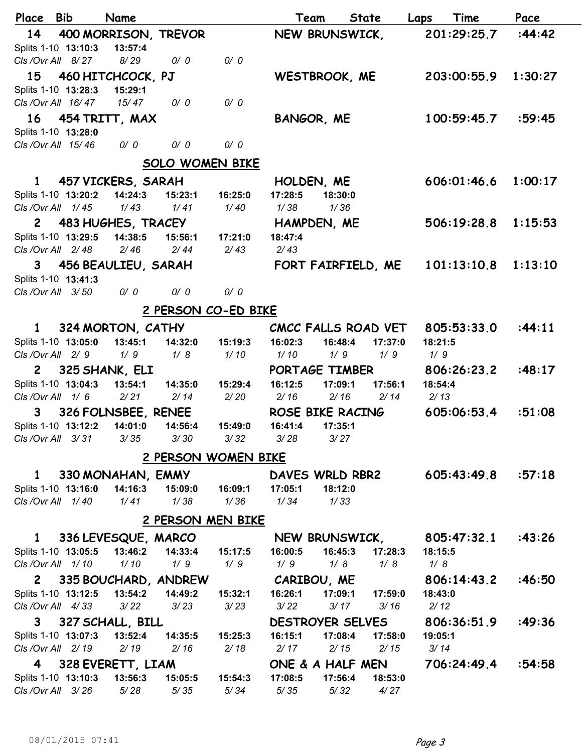| Place | Bib | Name | Team | State | Laps | Time | Pace |
|---|---|---|---|---|---|---|---|
| 14 | 400 | MORRISON, TREVOR | NEW BRUNSWICK, | | 2 | 01:29:25.7 | :44:42 |

Splits 1-10 **13:10:3** **13:57:4**
*Cls /Ovr All 8/ 27 8/ 29 0/ 0 0/ 0*

| Place | Bib | Name | Team | State | Laps | Time | Pace |
|---|---|---|---|---|---|---|---|
| 15 | 460 | HITCHCOCK, PJ | WESTBROOK, ME | | 2 | 03:00:55.9 | 1:30:27 |

Splits 1-10 **13:28:3** **15:29:1**
*Cls /Ovr All 16/ 47 15/ 47 0/ 0 0/ 0*

| Place | Bib | Name | Team | State | Laps | Time | Pace |
|---|---|---|---|---|---|---|---|
| 16 | 454 | TRITT, MAX | BANGOR, ME | | 1 | 00:59:45.7 | :59:45 |

Splits 1-10 **13:28:0**
*Cls /Ovr All 15/ 46 0/ 0 0/ 0 0/ 0*

## SOLO WOMEN BIKE

| Place | Bib | Name | Team | State | Laps | Time | Pace |
|---|---|---|---|---|---|---|---|
| 1 | 457 | VICKERS, SARAH | HOLDEN, ME | | 6 | 06:01:46.6 | 1:00:17 |

Splits 1-10 **13:20:2** **14:24:3** **15:23:1** **16:25:0** **17:28:5** **18:30:0**
*Cls /Ovr All 1/ 45 1/ 43 1/ 41 1/ 40 1/ 38 1/ 36*

| Place | Bib | Name | Team | State | Laps | Time | Pace |
|---|---|---|---|---|---|---|---|
| 2 | 483 | HUGHES, TRACEY | HAMPDEN, ME | | 5 | 06:19:28.8 | 1:15:53 |

Splits 1-10 **13:29:5** **14:38:5** **15:56:1** **17:21:0** **18:47:4**
*Cls /Ovr All 2/ 48 2/ 46 2/ 44 2/ 43 2/ 43*

| Place | Bib | Name | Team | State | Laps | Time | Pace |
|---|---|---|---|---|---|---|---|
| 3 | 456 | BEAULIEU, SARAH | FORT FAIRFIELD, ME | | 1 | 01:13:10.8 | 1:13:10 |

Splits 1-10 **13:41:3**
*Cls /Ovr All 3/ 50 0/ 0 0/ 0 0/ 0*

## 2 PERSON CO-ED BIKE

| Place | Bib | Name | Team | State | Laps | Time | Pace |
|---|---|---|---|---|---|---|---|
| 1 | 324 | MORTON, CATHY | CMCC FALLS ROAD VET | | 8 | 05:53:33.0 | :44:11 |

Splits 1-10 **13:05:0** **13:45:1** **14:32:0** **15:19:3** **16:02:3** **16:48:4** **17:37:0** **18:21:5**
*Cls /Ovr All 2/ 9 1/ 9 1/ 8 1/ 10 1/ 10 1/ 9 1/ 9 1/ 9*

| Place | Bib | Name | Team | State | Laps | Time | Pace |
|---|---|---|---|---|---|---|---|
| 2 | 325 | SHANK, ELI | PORTAGE TIMBER | | 8 | 06:26:23.2 | :48:17 |

Splits 1-10 **13:04:3** **13:54:1** **14:35:0** **15:29:4** **16:12:5** **17:09:1** **17:56:1** **18:54:4**
*Cls /Ovr All 1/ 6 2/ 21 2/ 14 2/ 20 2/ 16 2/ 16 2/ 14 2/ 13*

| Place | Bib | Name | Team | State | Laps | Time | Pace |
|---|---|---|---|---|---|---|---|
| 3 | 326 | FOLNSBEE, RENEE | ROSE BIKE RACING | | 6 | 05:06:53.4 | :51:08 |

Splits 1-10 **13:12:2** **14:01:0** **14:56:4** **15:49:0** **16:41:4** **17:35:1**
*Cls /Ovr All 3/ 31 3/ 35 3/ 30 3/ 32 3/ 28 3/ 27*

## 2 PERSON WOMEN BIKE

| Place | Bib | Name | Team | State | Laps | Time | Pace |
|---|---|---|---|---|---|---|---|
| 1 | 330 | MONAHAN, EMMY | DAVES WRLD RBR2 | | 6 | 05:43:49.8 | :57:18 |

Splits 1-10 **13:16:0** **14:16:3** **15:09:0** **16:09:1** **17:05:1** **18:12:0**
*Cls /Ovr All 1/ 40 1/ 41 1/ 38 1/ 36 1/ 34 1/ 33*

## 2 PERSON MEN BIKE

| Place | Bib | Name | Team | State | Laps | Time | Pace |
|---|---|---|---|---|---|---|---|
| 1 | 336 | LEVESQUE, MARCO | NEW BRUNSWICK, | | 8 | 05:47:32.1 | :43:26 |

Splits 1-10 **13:05:5** **13:46:2** **14:33:4** **15:17:5** **16:00:5** **16:45:3** **17:28:3** **18:15:5**
*Cls /Ovr All 1/ 10 1/ 10 1/ 9 1/ 9 1/ 9 1/ 8 1/ 8 1/ 8*

| Place | Bib | Name | Team | State | Laps | Time | Pace |
|---|---|---|---|---|---|---|---|
| 2 | 335 | BOUCHARD, ANDREW | CARIBOU, ME | | 8 | 06:14:43.2 | :46:50 |

Splits 1-10 **13:12:5** **13:54:2** **14:49:2** **15:32:1** **16:26:1** **17:09:1** **17:59:0** **18:43:0**
*Cls /Ovr All 4/ 33 3/ 22 3/ 23 3/ 23 3/ 22 3/ 17 3/ 16 2/ 12*

| Place | Bib | Name | Team | State | Laps | Time | Pace |
|---|---|---|---|---|---|---|---|
| 3 | 327 | SCHALL, BILL | DESTROYER SELVES | | 8 | 06:36:51.9 | :49:36 |

Splits 1-10 **13:07:3** **13:52:4** **14:35:5** **15:25:3** **16:15:1** **17:08:4** **17:58:0** **19:05:1**
*Cls /Ovr All 2/ 19 2/ 19 2/ 16 2/ 18 2/ 17 2/ 15 2/ 15 3/ 14*

| Place | Bib | Name | Team | State | Laps | Time | Pace |
|---|---|---|---|---|---|---|---|
| 4 | 328 | EVERETT, LIAM | ONE & A HALF MEN | | 7 | 06:24:49.4 | :54:58 |

Splits 1-10 **13:10:3** **13:56:3** **15:05:5** **15:54:3** **17:08:5** **17:56:4** **18:53:0**
*Cls /Ovr All 3/ 26 5/ 28 5/ 35 5/ 34 5/ 35 5/ 32 4/ 27*

08/01/2015 07:41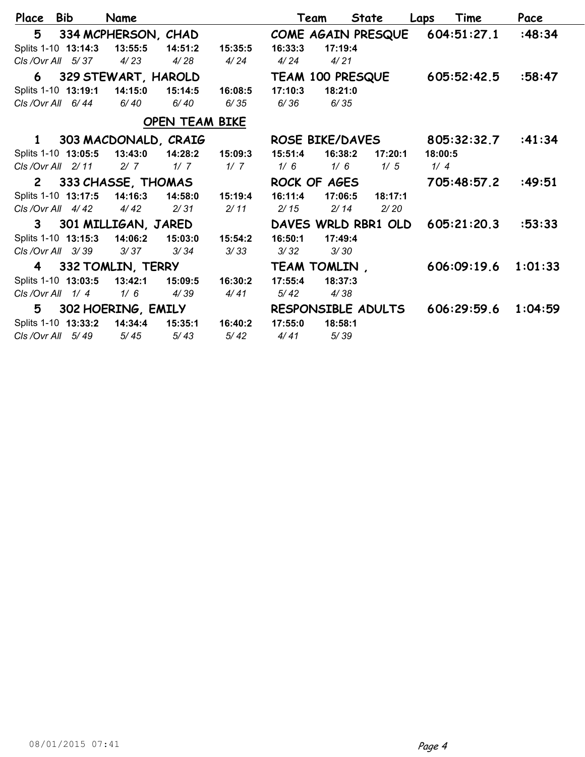| Place | Bib | Name | Team | State | Laps | Time | Pace |
|---|---|---|---|---|---|---|---|
| 5 | 334 | MCPHERSON, CHAD | COME AGAIN PRESQUE | | 6 | 04:51:27.1 | :48:34 |

| | | | | | | | | |
|---|---|---|---|---|---|---|---|---|
| Splits 1-10 | **13:14:3** | **13:55:5** | **14:51:2** | **15:35:5** | **16:33:3** | **17:19:4** | | |
| *Cls /Ovr All* | *5/ 37* | *4/ 23* | *4/ 28* | *4/ 24* | *4/ 24* | *4/ 21* | | |

| Place | Bib | Name | Team | State | Laps | Time | Pace |
|---|---|---|---|---|---|---|---|
| 6 | 329 | STEWART, HAROLD | TEAM 100 PRESQUE | | 6 | 05:52:42.5 | :58:47 |

| | | | | | | | | |
|---|---|---|---|---|---|---|---|---|
| Splits 1-10 | **13:19:1** | **14:15:0** | **15:14:5** | **16:08:5** | **17:10:3** | **18:21:0** | | |
| *Cls /Ovr All* | *6/ 44* | *6/ 40* | *6/ 40* | *6/ 35* | *6/ 36* | *6/ 35* | | |

## OPEN TEAM BIKE

| Place | Bib | Name | Team | State | Laps | Time | Pace |
|---|---|---|---|---|---|---|---|
| 1 | 303 | MACDONALD, CRAIG | ROSE BIKE/DAVES | | 8 | 05:32:32.7 | :41:34 |

| | | | | | | | | |
|---|---|---|---|---|---|---|---|---|
| Splits 1-10 | **13:05:5** | **13:43:0** | **14:28:2** | **15:09:3** | **15:51:4** | **16:38:2** | **17:20:1** | **18:00:5** |
| *Cls /Ovr All* | *2/ 11* | *2/ 7* | *1/ 7* | *1/ 7* | *1/ 6* | *1/ 6* | *1/ 5* | *1/ 4* |

| Place | Bib | Name | Team | State | Laps | Time | Pace |
|---|---|---|---|---|---|---|---|
| 2 | 333 | CHASSE, THOMAS | ROCK OF AGES | | 7 | 05:48:57.2 | :49:51 |

| | | | | | | | | |
|---|---|---|---|---|---|---|---|---|
| Splits 1-10 | **13:17:5** | **14:16:3** | **14:58:0** | **15:19:4** | **16:11:4** | **17:06:5** | **18:17:1** | |
| *Cls /Ovr All* | *4/ 42* | *4/ 42* | *2/ 31* | *2/ 11* | *2/ 15* | *2/ 14* | *2/ 20* | |

| Place | Bib | Name | Team | State | Laps | Time | Pace |
|---|---|---|---|---|---|---|---|
| 3 | 301 | MILLIGAN, JARED | DAVES WRLD RBR1 OLD | | 6 | 05:21:20.3 | :53:33 |

| | | | | | | | | |
|---|---|---|---|---|---|---|---|---|
| Splits 1-10 | **13:15:3** | **14:06:2** | **15:03:0** | **15:54:2** | **16:50:1** | **17:49:4** | | |
| *Cls /Ovr All* | *3/ 39* | *3/ 37* | *3/ 34* | *3/ 33* | *3/ 32* | *3/ 30* | | |

| Place | Bib | Name | Team | State | Laps | Time | Pace |
|---|---|---|---|---|---|---|---|
| 4 | 332 | TOMLIN, TERRY | TEAM TOMLIN , | | 6 | 06:09:19.6 | 1:01:33 |

| | | | | | | | | |
|---|---|---|---|---|---|---|---|---|
| Splits 1-10 | **13:03:5** | **13:42:1** | **15:09:5** | **16:30:2** | **17:55:4** | **18:37:3** | | |
| *Cls /Ovr All* | *1/ 4* | *1/ 6* | *4/ 39* | *4/ 41* | *5/ 42* | *4/ 38* | | |

| Place | Bib | Name | Team | State | Laps | Time | Pace |
|---|---|---|---|---|---|---|---|
| 5 | 302 | HOERING, EMILY | RESPONSIBLE ADULTS | | 6 | 06:29:59.6 | 1:04:59 |

| | | | | | | | | |
|---|---|---|---|---|---|---|---|---|
| Splits 1-10 | **13:33:2** | **14:34:4** | **15:35:1** | **16:40:2** | **17:55:0** | **18:58:1** | | |
| *Cls /Ovr All* | *5/ 49* | *5/ 45* | *5/ 43* | *5/ 42* | *4/ 41* | *5/ 39* | | |

08/01/2015 07:41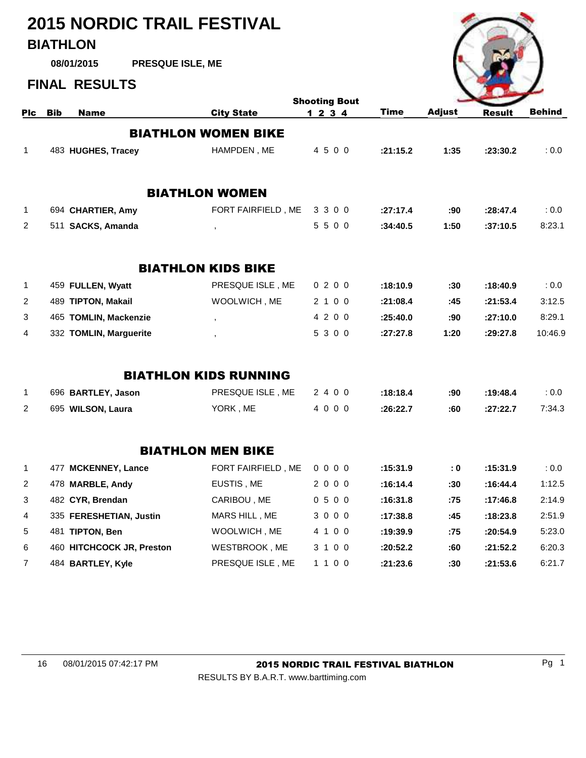# 2015 NORDIC TRAIL FESTIVAL

## BIATHLON

**08/01/2015** **PRESQUE ISLE, ME**

## FINAL RESULTS

| Plc | Bib | Name | City State | Shooting Bout 1 2 3 4 | Time | Adjust | Result | Behind |
|---|---|---|---|---|---|---|---|---|
| | | **BIATHLON WOMEN BIKE** | | | | | | |
| 1 | 483 | **HUGHES, Tracey** | HAMPDEN , ME | 4 5 0 0 | **:21:15.2** | **1:35** | **:23:30.2** | : 0.0 |
| | | **BIATHLON WOMEN** | | | | | | |
| 1 | 694 | **CHARTIER, Amy** | FORT FAIRFIELD , ME | 3 3 0 0 | **:27:17.4** | **:90** | **:28:47.4** | : 0.0 |
| 2 | 511 | **SACKS, Amanda** | , | 5 5 0 0 | **:34:40.5** | **1:50** | **:37:10.5** | 8:23.1 |
| | | **BIATHLON KIDS BIKE** | | | | | | |
| 1 | 459 | **FULLEN, Wyatt** | PRESQUE ISLE , ME | 0 2 0 0 | **:18:10.9** | **:30** | **:18:40.9** | : 0.0 |
| 2 | 489 | **TIPTON, Makail** | WOOLWICH , ME | 2 1 0 0 | **:21:08.4** | **:45** | **:21:53.4** | 3:12.5 |
| 3 | 465 | **TOMLIN, Mackenzie** | , | 4 2 0 0 | **:25:40.0** | **:90** | **:27:10.0** | 8:29.1 |
| 4 | 332 | **TOMLIN, Marguerite** | , | 5 3 0 0 | **:27:27.8** | **1:20** | **:29:27.8** | 10:46.9 |
| | | **BIATHLON KIDS RUNNING** | | | | | | |
| 1 | 696 | **BARTLEY, Jason** | PRESQUE ISLE , ME | 2 4 0 0 | **:18:18.4** | **:90** | **:19:48.4** | : 0.0 |
| 2 | 695 | **WILSON, Laura** | YORK , ME | 4 0 0 0 | **:26:22.7** | **:60** | **:27:22.7** | 7:34.3 |
| | | **BIATHLON MEN BIKE** | | | | | | |
| 1 | 477 | **MCKENNEY, Lance** | FORT FAIRFIELD , ME | 0 0 0 0 | **:15:31.9** | **: 0** | **:15:31.9** | : 0.0 |
| 2 | 478 | **MARBLE, Andy** | EUSTIS , ME | 2 0 0 0 | **:16:14.4** | **:30** | **:16:44.4** | 1:12.5 |
| 3 | 482 | **CYR, Brendan** | CARIBOU , ME | 0 5 0 0 | **:16:31.8** | **:75** | **:17:46.8** | 2:14.9 |
| 4 | 335 | **FERESHETIAN, Justin** | MARS HILL , ME | 3 0 0 0 | **:17:38.8** | **:45** | **:18:23.8** | 2:51.9 |
| 5 | 481 | **TIPTON, Ben** | WOOLWICH , ME | 4 1 0 0 | **:19:39.9** | **:75** | **:20:54.9** | 5:23.0 |
| 6 | 460 | **HITCHCOCK JR, Preston** | WESTBROOK , ME | 3 1 0 0 | **:20:52.2** | **:60** | **:21:52.2** | 6:20.3 |
| 7 | 484 | **BARTLEY, Kyle** | PRESQUE ISLE , ME | 1 1 0 0 | **:21:23.6** | **:30** | **:21:53.6** | 6:21.7 |

RESULTS BY B.A.R.T. www.barttiming.com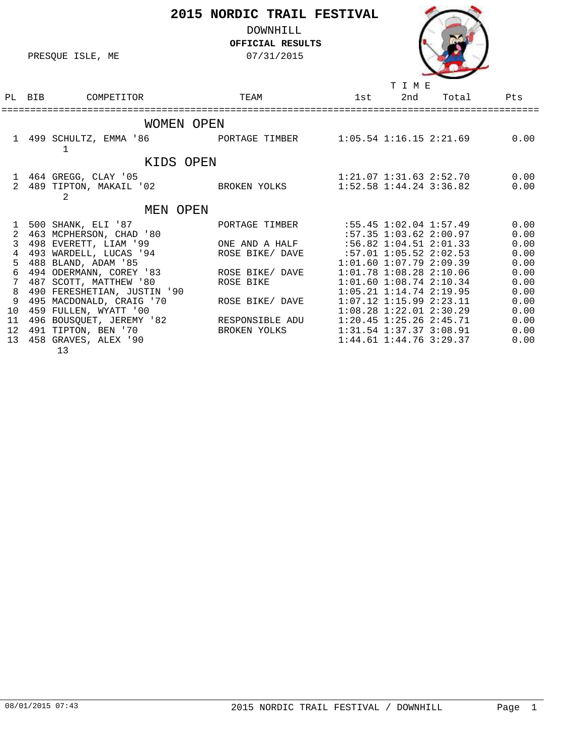# 2015 NORDIC TRAIL FESTIVAL

DOWNHILL

**OFFICIAL RESULTS**

PRESQUE ISLE, ME

07/31/2015

| PL | BIB | COMPETITOR | TEAM | TIME 1st | 2nd | Total | Pts |
|---|---|---|---|---|---|---|---|
| | | **WOMEN OPEN** | | | | | |
| 1 | 499 | SCHULTZ, EMMA '86 | PORTAGE TIMBER | 1:05.54 | 1:16.15 | 2:21.69 | 0.00 |
| | | 1 | | | | | |
| | | **KIDS OPEN** | | | | | |
| 1 | 464 | GREGG, CLAY '05 | | 1:21.07 | 1:31.63 | 2:52.70 | 0.00 |
| 2 | 489 | TIPTON, MAKAIL '02 | BROKEN YOLKS | 1:52.58 | 1:44.24 | 3:36.82 | 0.00 |
| | | 2 | | | | | |
| | | **MEN OPEN** | | | | | |
| 1 | 500 | SHANK, ELI '87 | PORTAGE TIMBER | :55.45 | 1:02.04 | 1:57.49 | 0.00 |
| 2 | 463 | MCPHERSON, CHAD '80 | | :57.35 | 1:03.62 | 2:00.97 | 0.00 |
| 3 | 498 | EVERETT, LIAM '99 | ONE AND A HALF | :56.82 | 1:04.51 | 2:01.33 | 0.00 |
| 4 | 493 | WARDELL, LUCAS '94 | ROSE BIKE/ DAVE | :57.01 | 1:05.52 | 2:02.53 | 0.00 |
| 5 | 488 | BLAND, ADAM '85 | | 1:01.60 | 1:07.79 | 2:09.39 | 0.00 |
| 6 | 494 | ODERMANN, COREY '83 | ROSE BIKE/ DAVE | 1:01.78 | 1:08.28 | 2:10.06 | 0.00 |
| 7 | 487 | SCOTT, MATTHEW '80 | ROSE BIKE | 1:01.60 | 1:08.74 | 2:10.34 | 0.00 |
| 8 | 490 | FERESHETIAN, JUSTIN '90 | | 1:05.21 | 1:14.74 | 2:19.95 | 0.00 |
| 9 | 495 | MACDONALD, CRAIG '70 | ROSE BIKE/ DAVE | 1:07.12 | 1:15.99 | 2:23.11 | 0.00 |
| 10 | 459 | FULLEN, WYATT '00 | | 1:08.28 | 1:22.01 | 2:30.29 | 0.00 |
| 11 | 496 | BOUSQUET, JEREMY '82 | RESPONSIBLE ADU | 1:20.45 | 1:25.26 | 2:45.71 | 0.00 |
| 12 | 491 | TIPTON, BEN '70 | BROKEN YOLKS | 1:31.54 | 1:37.37 | 3:08.91 | 0.00 |
| 13 | 458 | GRAVES, ALEX '90 | | 1:44.61 | 1:44.76 | 3:29.37 | 0.00 |
| | | 13 | | | | | |

08/01/2015 07:43 — 2015 NORDIC TRAIL FESTIVAL / DOWNHILL